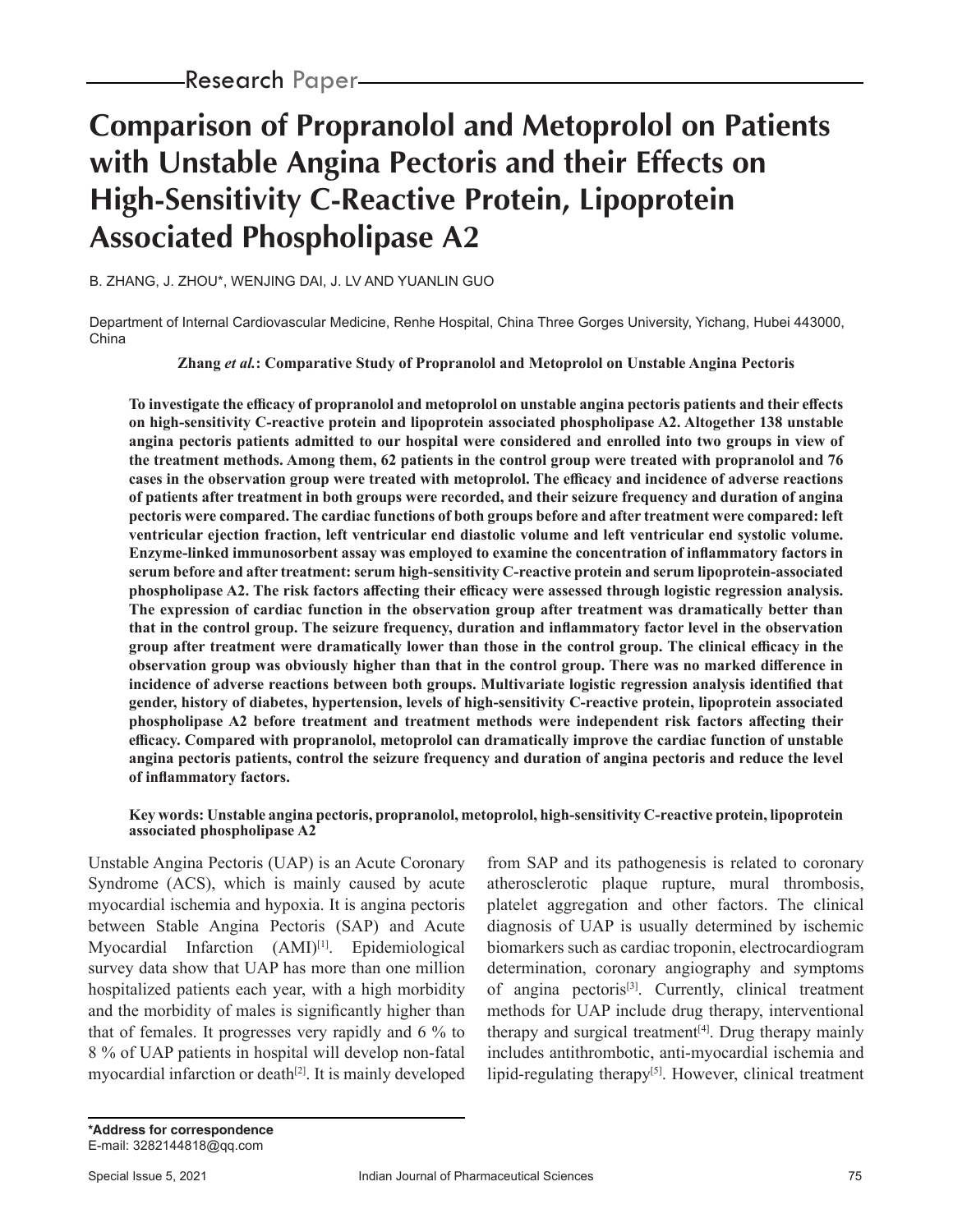Research Paper

# Comparison of Propranolol and Metoprolol on Patients with Unstable Angina Pectoris and their Effects on High-Sensitivity C-Reactive Protein, Lipoprotein Associated Phospholipase A2

B. ZHANG, J. ZHOU*, WENJING DAI, J. LV AND YUANLIN GUO

Department of Internal Cardiovascular Medicine, Renhe Hospital, China Three Gorges University, Yichang, Hubei 443000, China

**Zhang *et al.*: Comparative Study of Propranolol and Metoprolol on Unstable Angina Pectoris**

**To investigate the efficacy of propranolol and metoprolol on unstable angina pectoris patients and their effects on high-sensitivity C-reactive protein and lipoprotein associated phospholipase A2. Altogether 138 unstable angina pectoris patients admitted to our hospital were considered and enrolled into two groups in view of the treatment methods. Among them, 62 patients in the control group were treated with propranolol and 76 cases in the observation group were treated with metoprolol. The efficacy and incidence of adverse reactions of patients after treatment in both groups were recorded, and their seizure frequency and duration of angina pectoris were compared. The cardiac functions of both groups before and after treatment were compared: left ventricular ejection fraction, left ventricular end diastolic volume and left ventricular end systolic volume. Enzyme-linked immunosorbent assay was employed to examine the concentration of inflammatory factors in serum before and after treatment: serum high-sensitivity C-reactive protein and serum lipoprotein-associated phospholipase A2. The risk factors affecting their efficacy were assessed through logistic regression analysis. The expression of cardiac function in the observation group after treatment was dramatically better than that in the control group. The seizure frequency, duration and inflammatory factor level in the observation group after treatment were dramatically lower than those in the control group. The clinical efficacy in the observation group was obviously higher than that in the control group. There was no marked difference in incidence of adverse reactions between both groups. Multivariate logistic regression analysis identified that gender, history of diabetes, hypertension, levels of high-sensitivity C-reactive protein, lipoprotein associated phospholipase A2 before treatment and treatment methods were independent risk factors affecting their efficacy. Compared with propranolol, metoprolol can dramatically improve the cardiac function of unstable angina pectoris patients, control the seizure frequency and duration of angina pectoris and reduce the level of inflammatory factors.**

**Key words: Unstable angina pectoris, propranolol, metoprolol, high-sensitivity C-reactive protein, lipoprotein associated phospholipase A2**

Unstable Angina Pectoris (UAP) is an Acute Coronary Syndrome (ACS), which is mainly caused by acute myocardial ischemia and hypoxia. It is angina pectoris between Stable Angina Pectoris (SAP) and Acute Myocardial Infarction (AMI)[1]. Epidemiological survey data show that UAP has more than one million hospitalized patients each year, with a high morbidity and the morbidity of males is significantly higher than that of females. It progresses very rapidly and 6 % to 8 % of UAP patients in hospital will develop non-fatal myocardial infarction or death[2]. It is mainly developed from SAP and its pathogenesis is related to coronary atherosclerotic plaque rupture, mural thrombosis, platelet aggregation and other factors. The clinical diagnosis of UAP is usually determined by ischemic biomarkers such as cardiac troponin, electrocardiogram determination, coronary angiography and symptoms of angina pectoris[3]. Currently, clinical treatment methods for UAP include drug therapy, interventional therapy and surgical treatment[4]. Drug therapy mainly includes antithrombotic, anti-myocardial ischemia and lipid-regulating therapy[5]. However, clinical treatment

**\*Address for correspondence**
E-mail: 3282144818@qq.com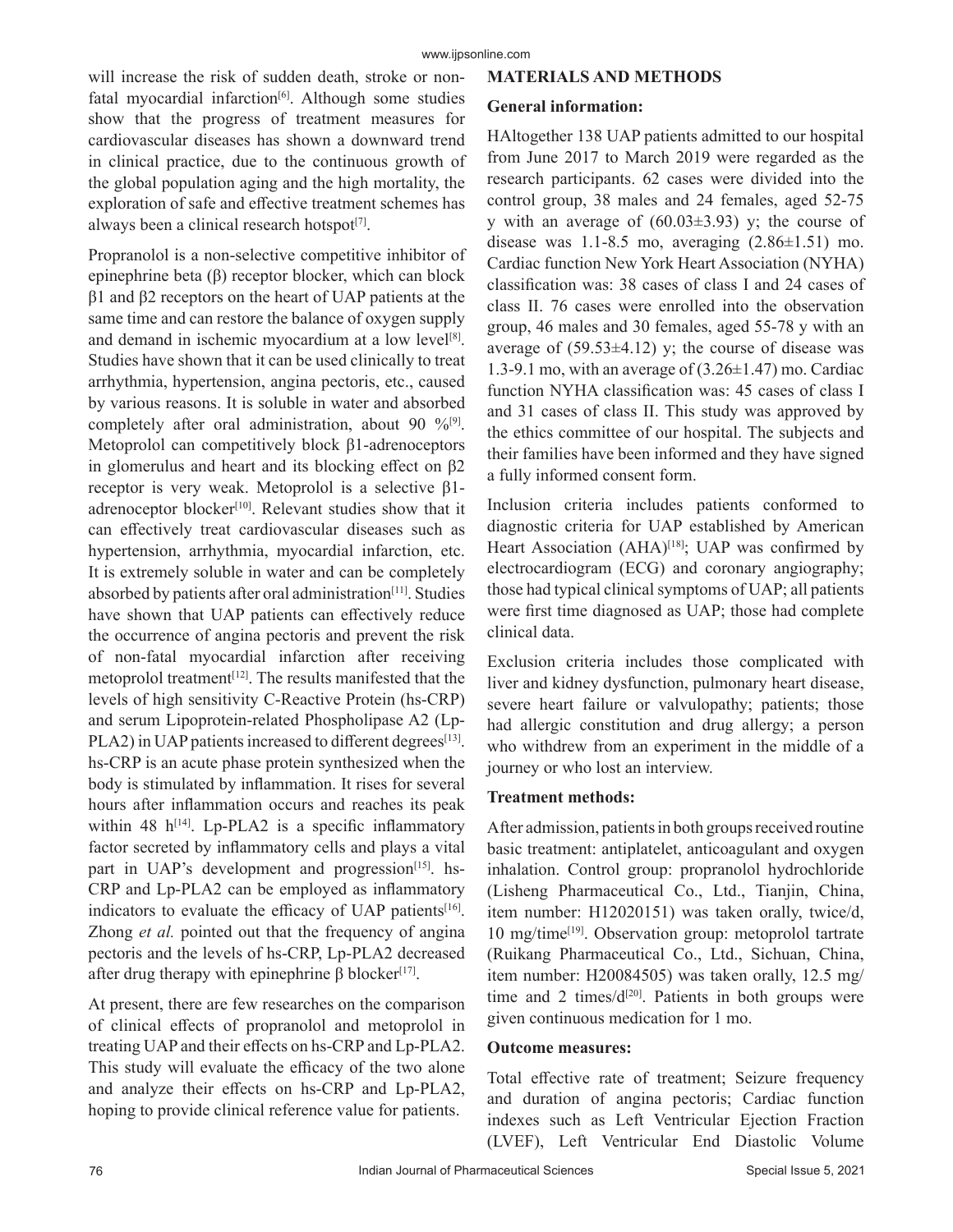will increase the risk of sudden death, stroke or non-fatal myocardial infarction[6]. Although some studies show that the progress of treatment measures for cardiovascular diseases has shown a downward trend in clinical practice, due to the continuous growth of the global population aging and the high mortality, the exploration of safe and effective treatment schemes has always been a clinical research hotspot[7].

Propranolol is a non-selective competitive inhibitor of epinephrine beta (β) receptor blocker, which can block β1 and β2 receptors on the heart of UAP patients at the same time and can restore the balance of oxygen supply and demand in ischemic myocardium at a low level[8]. Studies have shown that it can be used clinically to treat arrhythmia, hypertension, angina pectoris, etc., caused by various reasons. It is soluble in water and absorbed completely after oral administration, about 90 %[9]. Metoprolol can competitively block β1-adrenoceptors in glomerulus and heart and its blocking effect on β2 receptor is very weak. Metoprolol is a selective β1-adrenoceptor blocker[10]. Relevant studies show that it can effectively treat cardiovascular diseases such as hypertension, arrhythmia, myocardial infarction, etc. It is extremely soluble in water and can be completely absorbed by patients after oral administration[11]. Studies have shown that UAP patients can effectively reduce the occurrence of angina pectoris and prevent the risk of non-fatal myocardial infarction after receiving metoprolol treatment[12]. The results manifested that the levels of high sensitivity C-Reactive Protein (hs-CRP) and serum Lipoprotein-related Phospholipase A2 (Lp-PLA2) in UAP patients increased to different degrees[13]. hs-CRP is an acute phase protein synthesized when the body is stimulated by inflammation. It rises for several hours after inflammation occurs and reaches its peak within 48 h[14]. Lp-PLA2 is a specific inflammatory factor secreted by inflammatory cells and plays a vital part in UAP's development and progression[15]. hs-CRP and Lp-PLA2 can be employed as inflammatory indicators to evaluate the efficacy of UAP patients[16]. Zhong *et al.* pointed out that the frequency of angina pectoris and the levels of hs-CRP, Lp-PLA2 decreased after drug therapy with epinephrine β blocker[17].

At present, there are few researches on the comparison of clinical effects of propranolol and metoprolol in treating UAP and their effects on hs-CRP and Lp-PLA2. This study will evaluate the efficacy of the two alone and analyze their effects on hs-CRP and Lp-PLA2, hoping to provide clinical reference value for patients.

## MATERIALS AND METHODS

### General information:

HAltogether 138 UAP patients admitted to our hospital from June 2017 to March 2019 were regarded as the research participants. 62 cases were divided into the control group, 38 males and 24 females, aged 52-75 y with an average of (60.03±3.93) y; the course of disease was 1.1-8.5 mo, averaging (2.86±1.51) mo. Cardiac function New York Heart Association (NYHA) classification was: 38 cases of class I and 24 cases of class II. 76 cases were enrolled into the observation group, 46 males and 30 females, aged 55-78 y with an average of (59.53±4.12) y; the course of disease was 1.3-9.1 mo, with an average of (3.26±1.47) mo. Cardiac function NYHA classification was: 45 cases of class I and 31 cases of class II. This study was approved by the ethics committee of our hospital. The subjects and their families have been informed and they have signed a fully informed consent form.

Inclusion criteria includes patients conformed to diagnostic criteria for UAP established by American Heart Association (AHA)[18]; UAP was confirmed by electrocardiogram (ECG) and coronary angiography; those had typical clinical symptoms of UAP; all patients were first time diagnosed as UAP; those had complete clinical data.

Exclusion criteria includes those complicated with liver and kidney dysfunction, pulmonary heart disease, severe heart failure or valvulopathy; patients; those had allergic constitution and drug allergy; a person who withdrew from an experiment in the middle of a journey or who lost an interview.

### Treatment methods:

After admission, patients in both groups received routine basic treatment: antiplatelet, anticoagulant and oxygen inhalation. Control group: propranolol hydrochloride (Lisheng Pharmaceutical Co., Ltd., Tianjin, China, item number: H12020151) was taken orally, twice/d, 10 mg/time[19]. Observation group: metoprolol tartrate (Ruikang Pharmaceutical Co., Ltd., Sichuan, China, item number: H20084505) was taken orally, 12.5 mg/time and 2 times/d[20]. Patients in both groups were given continuous medication for 1 mo.

### Outcome measures:

Total effective rate of treatment; Seizure frequency and duration of angina pectoris; Cardiac function indexes such as Left Ventricular Ejection Fraction (LVEF), Left Ventricular End Diastolic Volume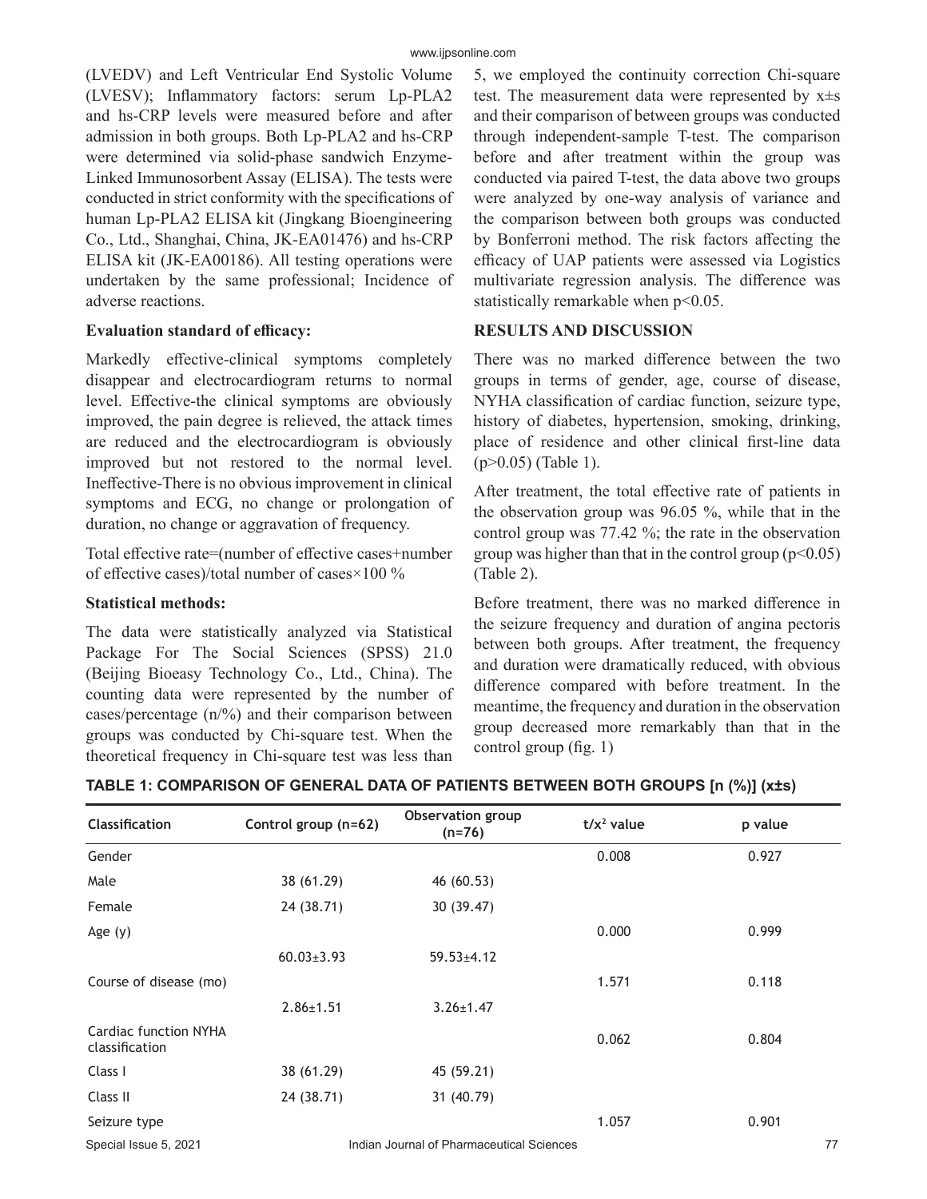(LVEDV) and Left Ventricular End Systolic Volume (LVESV); Inflammatory factors: serum Lp-PLA2 and hs-CRP levels were measured before and after admission in both groups. Both Lp-PLA2 and hs-CRP were determined via solid-phase sandwich Enzyme-Linked Immunosorbent Assay (ELISA). The tests were conducted in strict conformity with the specifications of human Lp-PLA2 ELISA kit (Jingkang Bioengineering Co., Ltd., Shanghai, China, JK-EA01476) and hs-CRP ELISA kit (JK-EA00186). All testing operations were undertaken by the same professional; Incidence of adverse reactions.

**Evaluation standard of efficacy:**

Markedly effective-clinical symptoms completely disappear and electrocardiogram returns to normal level. Effective-the clinical symptoms are obviously improved, the pain degree is relieved, the attack times are reduced and the electrocardiogram is obviously improved but not restored to the normal level. Ineffective-There is no obvious improvement in clinical symptoms and ECG, no change or prolongation of duration, no change or aggravation of frequency.

Total effective rate=(number of effective cases+number of effective cases)/total number of cases×100 %

**Statistical methods:**

The data were statistically analyzed via Statistical Package For The Social Sciences (SPSS) 21.0 (Beijing Bioeasy Technology Co., Ltd., China). The counting data were represented by the number of cases/percentage (n/%) and their comparison between groups was conducted by Chi-square test. When the theoretical frequency in Chi-square test was less than 5, we employed the continuity correction Chi-square test. The measurement data were represented by x±s and their comparison of between groups was conducted through independent-sample T-test. The comparison before and after treatment within the group was conducted via paired T-test, the data above two groups were analyzed by one-way analysis of variance and the comparison between both groups was conducted by Bonferroni method. The risk factors affecting the efficacy of UAP patients were assessed via Logistics multivariate regression analysis. The difference was statistically remarkable when $p<0.05$.

## RESULTS AND DISCUSSION

There was no marked difference between the two groups in terms of gender, age, course of disease, NYHA classification of cardiac function, seizure type, history of diabetes, hypertension, smoking, drinking, place of residence and other clinical first-line data ($p>0.05$) (Table 1).

After treatment, the total effective rate of patients in the observation group was 96.05 %, while that in the control group was 77.42 %; the rate in the observation group was higher than that in the control group ($p<0.05$) (Table 2).

Before treatment, there was no marked difference in the seizure frequency and duration of angina pectoris between both groups. After treatment, the frequency and duration were dramatically reduced, with obvious difference compared with before treatment. In the meantime, the frequency and duration in the observation group decreased more remarkably than that in the control group (fig. 1)

**TABLE 1: COMPARISON OF GENERAL DATA OF PATIENTS BETWEEN BOTH GROUPS [n (%)] (x±s)**

| Classification | Control group (n=62) | Observation group (n=76) | $t/x^2$ value | p value |
|---|---|---|---|---|
| Gender | | | 0.008 | 0.927 |
| Male | 38 (61.29) | 46 (60.53) | | |
| Female | 24 (38.71) | 30 (39.47) | | |
| Age (y) | | | 0.000 | 0.999 |
| | 60.03±3.93 | 59.53±4.12 | | |
| Course of disease (mo) | | | 1.571 | 0.118 |
| | 2.86±1.51 | 3.26±1.47 | | |
| Cardiac function NYHA classification | | | 0.062 | 0.804 |
| Class I | 38 (61.29) | 45 (59.21) | | |
| Class II | 24 (38.71) | 31 (40.79) | | |
| Seizure type | | | 1.057 | 0.901 |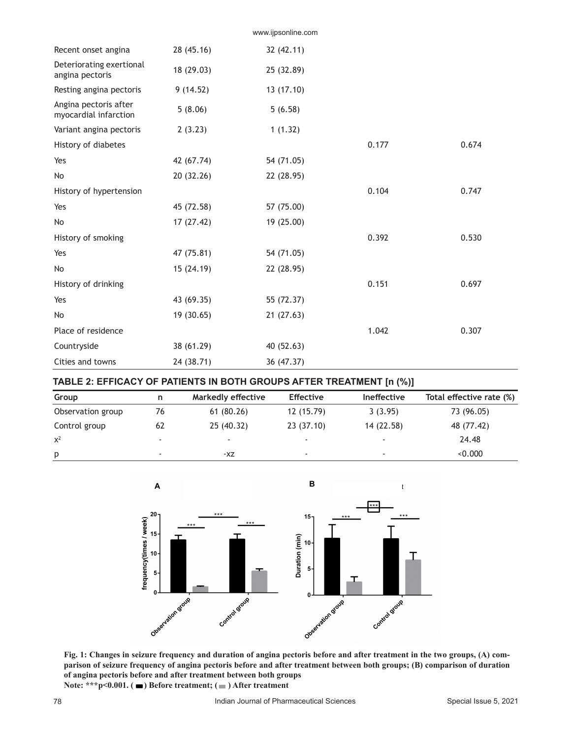| | | | | |
|---|---|---|---|---|
| Recent onset angina | 28 (45.16) | 32 (42.11) | | |
| Deteriorating exertional angina pectoris | 18 (29.03) | 25 (32.89) | | |
| Resting angina pectoris | 9 (14.52) | 13 (17.10) | | |
| Angina pectoris after myocardial infarction | 5 (8.06) | 5 (6.58) | | |
| Variant angina pectoris | 2 (3.23) | 1 (1.32) | | |
| History of diabetes | | | 0.177 | 0.674 |
| Yes | 42 (67.74) | 54 (71.05) | | |
| No | 20 (32.26) | 22 (28.95) | | |
| History of hypertension | | | 0.104 | 0.747 |
| Yes | 45 (72.58) | 57 (75.00) | | |
| No | 17 (27.42) | 19 (25.00) | | |
| History of smoking | | | 0.392 | 0.530 |
| Yes | 47 (75.81) | 54 (71.05) | | |
| No | 15 (24.19) | 22 (28.95) | | |
| History of drinking | | | 0.151 | 0.697 |
| Yes | 43 (69.35) | 55 (72.37) | | |
| No | 19 (30.65) | 21 (27.63) | | |
| Place of residence | | | 1.042 | 0.307 |
| Countryside | 38 (61.29) | 40 (52.63) | | |
| Cities and towns | 24 (38.71) | 36 (47.37) | | |

**TABLE 2: EFFICACY OF PATIENTS IN BOTH GROUPS AFTER TREATMENT [n (%)]**

| Group | n | Markedly effective | Effective | Ineffective | Total effective rate (%) |
|---|---|---|---|---|---|
| Observation group | 76 | 61 (80.26) | 12 (15.79) | 3 (3.95) | 73 (96.05) |
| Control group | 62 | 25 (40.32) | 23 (37.10) | 14 (22.58) | 48 (77.42) |
| $x^2$ | - | - | - | - | 24.48 |
| p | - | -xz | - | - | <0.000 |

A
frequency(times / week)
20
15
10
5
0
***
***
***
Observation group
Control group

B
t
15
10
5
0
Duration (min)
***
***
***
Observation group
Control group

**Fig. 1: Changes in seizure frequency and duration of angina pectoris before and after treatment in the two groups, (A) comparison of seizure frequency of angina pectoris before and after treatment between both groups; (B) comparison of duration of angina pectoris before and after treatment between both groups**

**Note: ***p<0.001. ( ▬ ) Before treatment; ( ▬ ) After treatment**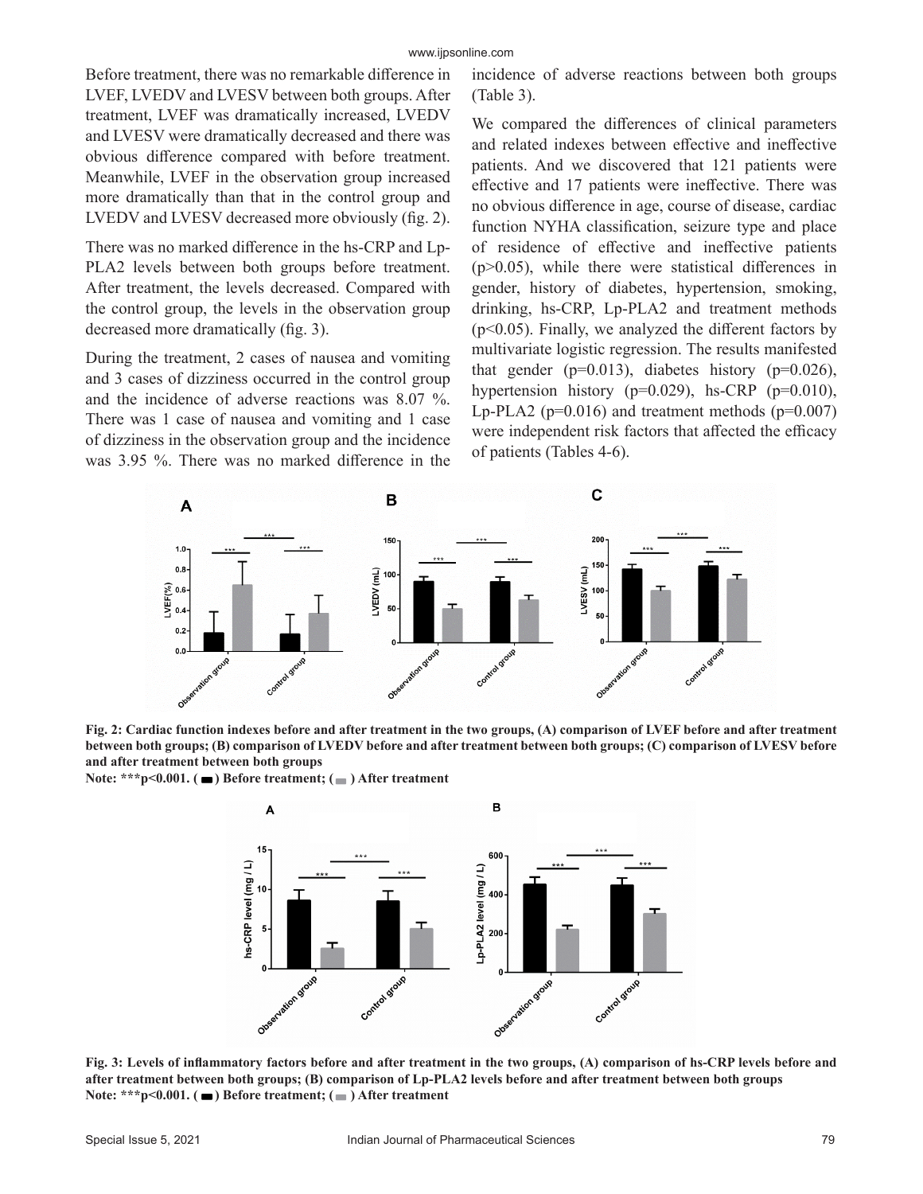Before treatment, there was no remarkable difference in LVEF, LVEDV and LVESV between both groups. After treatment, LVEF was dramatically increased, LVEDV and LVESV were dramatically decreased and there was obvious difference compared with before treatment. Meanwhile, LVEF in the observation group increased more dramatically than that in the control group and LVEDV and LVESV decreased more obviously (fig. 2).

There was no marked difference in the hs-CRP and Lp-PLA2 levels between both groups before treatment. After treatment, the levels decreased. Compared with the control group, the levels in the observation group decreased more dramatically (fig. 3).

During the treatment, 2 cases of nausea and vomiting and 3 cases of dizziness occurred in the control group and the incidence of adverse reactions was 8.07 %. There was 1 case of nausea and vomiting and 1 case of dizziness in the observation group and the incidence was 3.95 %. There was no marked difference in the incidence of adverse reactions between both groups (Table 3).

We compared the differences of clinical parameters and related indexes between effective and ineffective patients. And we discovered that 121 patients were effective and 17 patients were ineffective. There was no obvious difference in age, course of disease, cardiac function NYHA classification, seizure type and place of residence of effective and ineffective patients ($p>0.05$), while there were statistical differences in gender, history of diabetes, hypertension, smoking, drinking, hs-CRP, Lp-PLA2 and treatment methods ($p<0.05$). Finally, we analyzed the different factors by multivariate logistic regression. The results manifested that gender ($p=0.013$), diabetes history ($p=0.026$), hypertension history ($p=0.029$), hs-CRP ($p=0.010$), Lp-PLA2 ($p=0.016$) and treatment methods ($p=0.007$) were independent risk factors that affected the efficacy of patients (Tables 4-6).

A
LVEF(%)
1.0
0.8
0.6
0.4
0.2
0.0
***
***
***
Observation group
Control group

B
LVEDV (mL)
150
100
50
0
***
***
***
Observation group
Control group

C
LVESV (mL)
200
150
100
50
0
***
***
***
Observation group
Control group

**Fig. 2: Cardiac function indexes before and after treatment in the two groups, (A) comparison of LVEF before and after treatment between both groups; (B) comparison of LVEDV before and after treatment between both groups; (C) comparison of LVESV before and after treatment between both groups**

**Note: ***p<0.001. ( ▬ ) Before treatment; ( ▬ ) After treatment**

A
hs-CRP level (mg / L)
15
10
5
0
***
***
***
Observation group
Control group

B
Lp-PLA2 level (mg / L)
600
400
200
0
***
***
***
Observation group
Control group

**Fig. 3: Levels of inflammatory factors before and after treatment in the two groups, (A) comparison of hs-CRP levels before and after treatment between both groups; (B) comparison of Lp-PLA2 levels before and after treatment between both groups**

**Note: ***p<0.001. ( ▬ ) Before treatment; ( ▬ ) After treatment**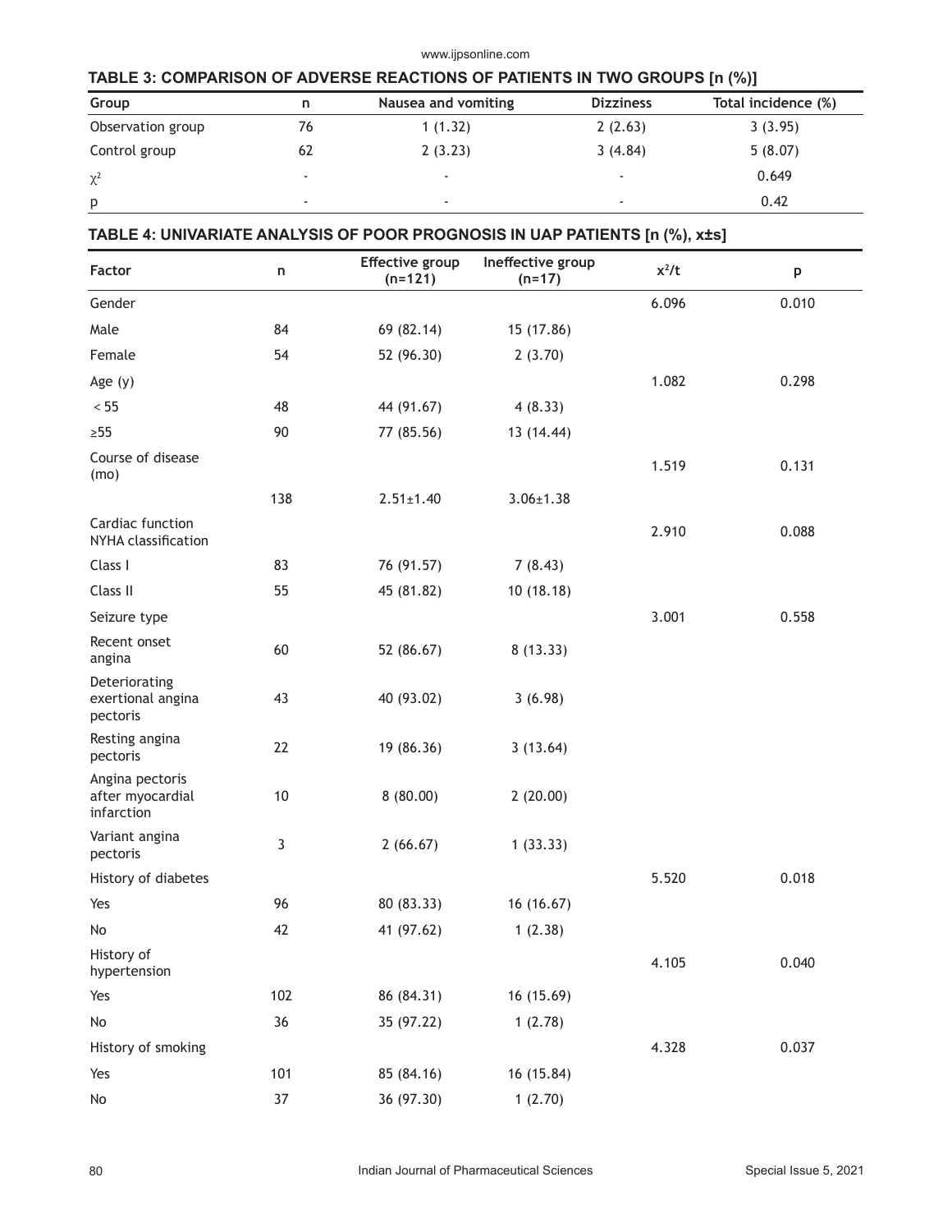**TABLE 3: COMPARISON OF ADVERSE REACTIONS OF PATIENTS IN TWO GROUPS [n (%)]**

| Group | n | Nausea and vomiting | Dizziness | Total incidence (%) |
|---|---|---|---|---|
| Observation group | 76 | 1 (1.32) | 2 (2.63) | 3 (3.95) |
| Control group | 62 | 2 (3.23) | 3 (4.84) | 5 (8.07) |
| $\chi^2$ | - | - | - | 0.649 |
| p | - | - | - | 0.42 |

**TABLE 4: UNIVARIATE ANALYSIS OF POOR PROGNOSIS IN UAP PATIENTS [n (%), x±s]**

| Factor | n | Effective group (n=121) | Ineffective group (n=17) | $x^2$/t | p |
|---|---|---|---|---|---|
| Gender | | | | 6.096 | 0.010 |
| Male | 84 | 69 (82.14) | 15 (17.86) | | |
| Female | 54 | 52 (96.30) | 2 (3.70) | | |
| Age (y) | | | | 1.082 | 0.298 |
| < 55 | 48 | 44 (91.67) | 4 (8.33) | | |
| ≥55 | 90 | 77 (85.56) | 13 (14.44) | | |
| Course of disease (mo) | | | | 1.519 | 0.131 |
| | 138 | 2.51±1.40 | 3.06±1.38 | | |
| Cardiac function NYHA classification | | | | 2.910 | 0.088 |
| Class I | 83 | 76 (91.57) | 7 (8.43) | | |
| Class II | 55 | 45 (81.82) | 10 (18.18) | | |
| Seizure type | | | | 3.001 | 0.558 |
| Recent onset angina | 60 | 52 (86.67) | 8 (13.33) | | |
| Deteriorating exertional angina pectoris | 43 | 40 (93.02) | 3 (6.98) | | |
| Resting angina pectoris | 22 | 19 (86.36) | 3 (13.64) | | |
| Angina pectoris after myocardial infarction | 10 | 8 (80.00) | 2 (20.00) | | |
| Variant angina pectoris | 3 | 2 (66.67) | 1 (33.33) | | |
| History of diabetes | | | | 5.520 | 0.018 |
| Yes | 96 | 80 (83.33) | 16 (16.67) | | |
| No | 42 | 41 (97.62) | 1 (2.38) | | |
| History of hypertension | | | | 4.105 | 0.040 |
| Yes | 102 | 86 (84.31) | 16 (15.69) | | |
| No | 36 | 35 (97.22) | 1 (2.78) | | |
| History of smoking | | | | 4.328 | 0.037 |
| Yes | 101 | 85 (84.16) | 16 (15.84) | | |
| No | 37 | 36 (97.30) | 1 (2.70) | | |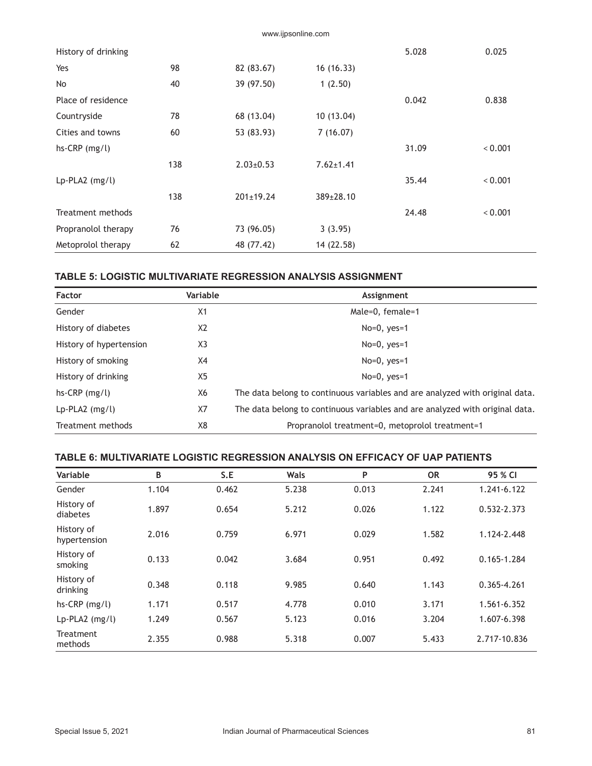| | | | | | |
|---|---|---|---|---|---|
| History of drinking | | | | 5.028 | 0.025 |
| Yes | 98 | 82 (83.67) | 16 (16.33) | | |
| No | 40 | 39 (97.50) | 1 (2.50) | | |
| Place of residence | | | | 0.042 | 0.838 |
| Countryside | 78 | 68 (13.04) | 10 (13.04) | | |
| Cities and towns | 60 | 53 (83.93) | 7 (16.07) | | |
| hs-CRP (mg/l) | | | | 31.09 | < 0.001 |
| | 138 | 2.03±0.53 | 7.62±1.41 | | |
| Lp-PLA2 (mg/l) | | | | 35.44 | < 0.001 |
| | 138 | 201±19.24 | 389±28.10 | | |
| Treatment methods | | | | 24.48 | < 0.001 |
| Propranolol therapy | 76 | 73 (96.05) | 3 (3.95) | | |
| Metoprolol therapy | 62 | 48 (77.42) | 14 (22.58) | | |

**TABLE 5: LOGISTIC MULTIVARIATE REGRESSION ANALYSIS ASSIGNMENT**

| Factor | Variable | Assignment |
|---|---|---|
| Gender | X1 | Male=0, female=1 |
| History of diabetes | X2 | No=0, yes=1 |
| History of hypertension | X3 | No=0, yes=1 |
| History of smoking | X4 | No=0, yes=1 |
| History of drinking | X5 | No=0, yes=1 |
| hs-CRP (mg/l) | X6 | The data belong to continuous variables and are analyzed with original data. |
| Lp-PLA2 (mg/l) | X7 | The data belong to continuous variables and are analyzed with original data. |
| Treatment methods | X8 | Propranolol treatment=0, metoprolol treatment=1 |

**TABLE 6: MULTIVARIATE LOGISTIC REGRESSION ANALYSIS ON EFFICACY OF UAP PATIENTS**

| Variable | B | S.E | Wals | P | OR | 95 % CI |
|---|---|---|---|---|---|---|
| Gender | 1.104 | 0.462 | 5.238 | 0.013 | 2.241 | 1.241-6.122 |
| History of diabetes | 1.897 | 0.654 | 5.212 | 0.026 | 1.122 | 0.532-2.373 |
| History of hypertension | 2.016 | 0.759 | 6.971 | 0.029 | 1.582 | 1.124-2.448 |
| History of smoking | 0.133 | 0.042 | 3.684 | 0.951 | 0.492 | 0.165-1.284 |
| History of drinking | 0.348 | 0.118 | 9.985 | 0.640 | 1.143 | 0.365-4.261 |
| hs-CRP (mg/l) | 1.171 | 0.517 | 4.778 | 0.010 | 3.171 | 1.561-6.352 |
| Lp-PLA2 (mg/l) | 1.249 | 0.567 | 5.123 | 0.016 | 3.204 | 1.607-6.398 |
| Treatment methods | 2.355 | 0.988 | 5.318 | 0.007 | 5.433 | 2.717-10.836 |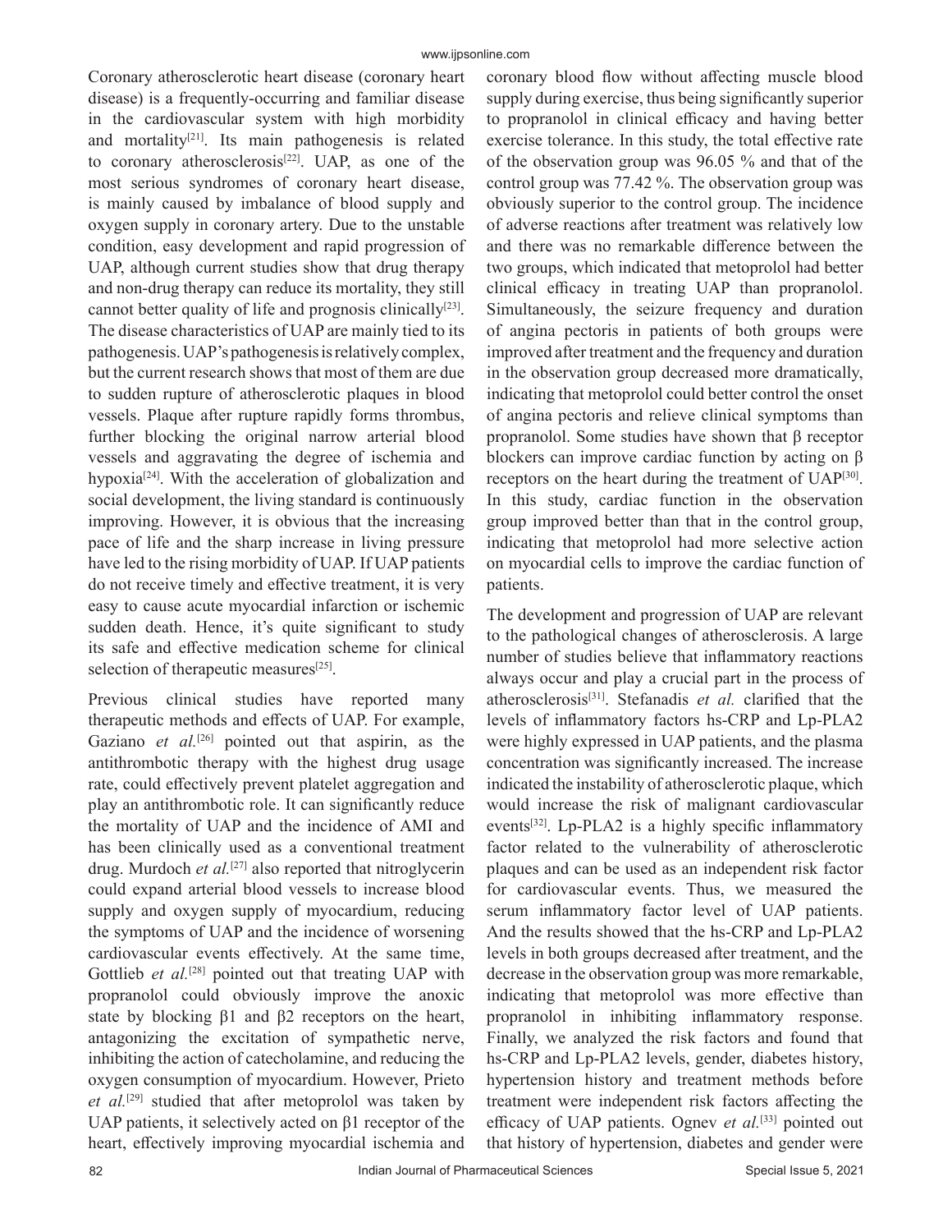Coronary atherosclerotic heart disease (coronary heart disease) is a frequently-occurring and familiar disease in the cardiovascular system with high morbidity and mortality[21]. Its main pathogenesis is related to coronary atherosclerosis[22]. UAP, as one of the most serious syndromes of coronary heart disease, is mainly caused by imbalance of blood supply and oxygen supply in coronary artery. Due to the unstable condition, easy development and rapid progression of UAP, although current studies show that drug therapy and non-drug therapy can reduce its mortality, they still cannot better quality of life and prognosis clinically[23]. The disease characteristics of UAP are mainly tied to its pathogenesis. UAP's pathogenesis is relatively complex, but the current research shows that most of them are due to sudden rupture of atherosclerotic plaques in blood vessels. Plaque after rupture rapidly forms thrombus, further blocking the original narrow arterial blood vessels and aggravating the degree of ischemia and hypoxia[24]. With the acceleration of globalization and social development, the living standard is continuously improving. However, it is obvious that the increasing pace of life and the sharp increase in living pressure have led to the rising morbidity of UAP. If UAP patients do not receive timely and effective treatment, it is very easy to cause acute myocardial infarction or ischemic sudden death. Hence, it's quite significant to study its safe and effective medication scheme for clinical selection of therapeutic measures[25].

Previous clinical studies have reported many therapeutic methods and effects of UAP. For example, Gaziano *et al.*[26] pointed out that aspirin, as the antithrombotic therapy with the highest drug usage rate, could effectively prevent platelet aggregation and play an antithrombotic role. It can significantly reduce the mortality of UAP and the incidence of AMI and has been clinically used as a conventional treatment drug. Murdoch *et al.*[27] also reported that nitroglycerin could expand arterial blood vessels to increase blood supply and oxygen supply of myocardium, reducing the symptoms of UAP and the incidence of worsening cardiovascular events effectively. At the same time, Gottlieb *et al.*[28] pointed out that treating UAP with propranolol could obviously improve the anoxic state by blocking β1 and β2 receptors on the heart, antagonizing the excitation of sympathetic nerve, inhibiting the action of catecholamine, and reducing the oxygen consumption of myocardium. However, Prieto *et al.*[29] studied that after metoprolol was taken by UAP patients, it selectively acted on β1 receptor of the heart, effectively improving myocardial ischemia and coronary blood flow without affecting muscle blood supply during exercise, thus being significantly superior to propranolol in clinical efficacy and having better exercise tolerance. In this study, the total effective rate of the observation group was 96.05 % and that of the control group was 77.42 %. The observation group was obviously superior to the control group. The incidence of adverse reactions after treatment was relatively low and there was no remarkable difference between the two groups, which indicated that metoprolol had better clinical efficacy in treating UAP than propranolol. Simultaneously, the seizure frequency and duration of angina pectoris in patients of both groups were improved after treatment and the frequency and duration in the observation group decreased more dramatically, indicating that metoprolol could better control the onset of angina pectoris and relieve clinical symptoms than propranolol. Some studies have shown that β receptor blockers can improve cardiac function by acting on β receptors on the heart during the treatment of UAP[30]. In this study, cardiac function in the observation group improved better than that in the control group, indicating that metoprolol had more selective action on myocardial cells to improve the cardiac function of patients.

The development and progression of UAP are relevant to the pathological changes of atherosclerosis. A large number of studies believe that inflammatory reactions always occur and play a crucial part in the process of atherosclerosis[31]. Stefanadis *et al.* clarified that the levels of inflammatory factors hs-CRP and Lp-PLA2 were highly expressed in UAP patients, and the plasma concentration was significantly increased. The increase indicated the instability of atherosclerotic plaque, which would increase the risk of malignant cardiovascular events[32]. Lp-PLA2 is a highly specific inflammatory factor related to the vulnerability of atherosclerotic plaques and can be used as an independent risk factor for cardiovascular events. Thus, we measured the serum inflammatory factor level of UAP patients. And the results showed that the hs-CRP and Lp-PLA2 levels in both groups decreased after treatment, and the decrease in the observation group was more remarkable, indicating that metoprolol was more effective than propranolol in inhibiting inflammatory response. Finally, we analyzed the risk factors and found that hs-CRP and Lp-PLA2 levels, gender, diabetes history, hypertension history and treatment methods before treatment were independent risk factors affecting the efficacy of UAP patients. Ognev *et al.*[33] pointed out that history of hypertension, diabetes and gender were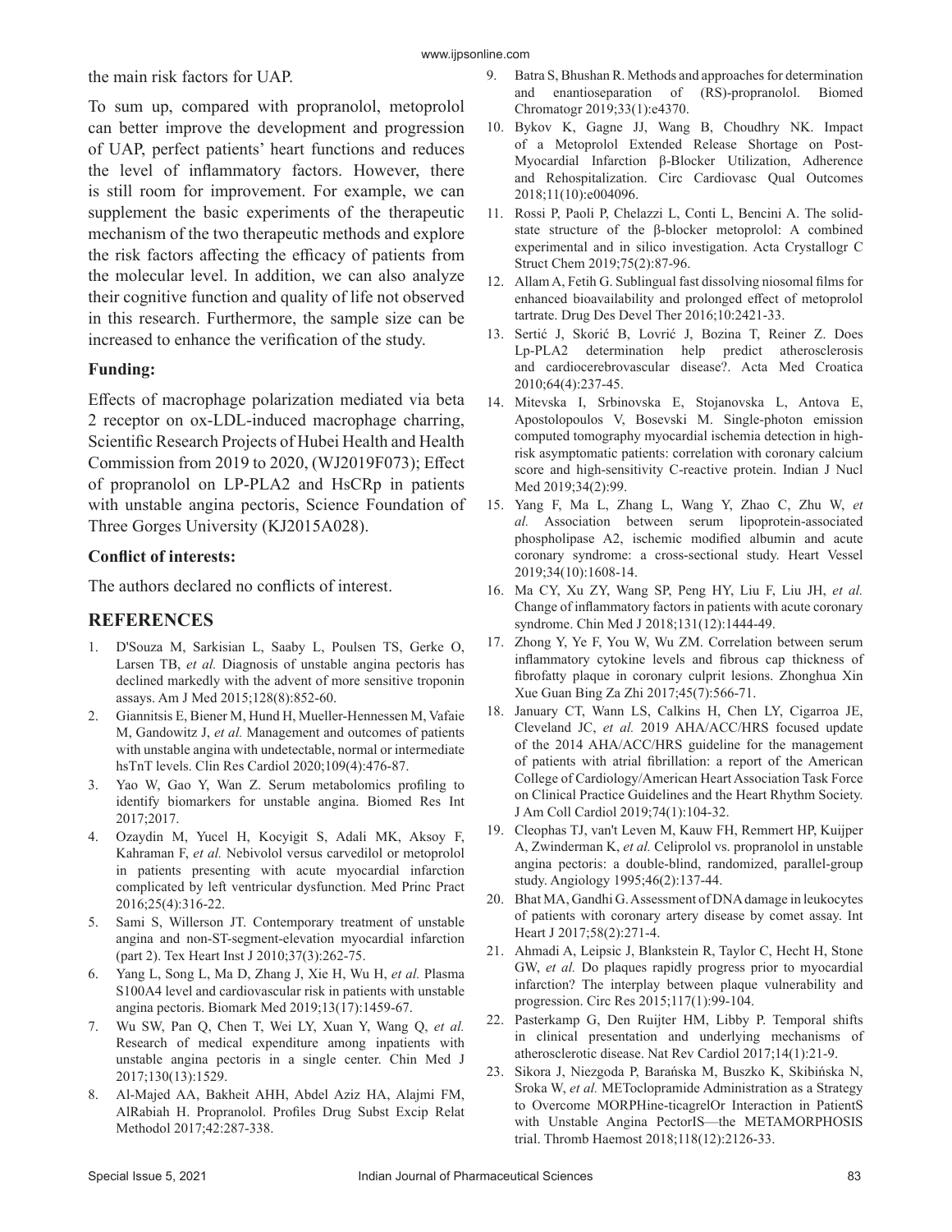the main risk factors for UAP.

To sum up, compared with propranolol, metoprolol can better improve the development and progression of UAP, perfect patients' heart functions and reduces the level of inflammatory factors. However, there is still room for improvement. For example, we can supplement the basic experiments of the therapeutic mechanism of the two therapeutic methods and explore the risk factors affecting the efficacy of patients from the molecular level. In addition, we can also analyze their cognitive function and quality of life not observed in this research. Furthermore, the sample size can be increased to enhance the verification of the study.

### Funding:

Effects of macrophage polarization mediated via beta 2 receptor on ox-LDL-induced macrophage charring, Scientific Research Projects of Hubei Health and Health Commission from 2019 to 2020, (WJ2019F073); Effect of propranolol on LP-PLA2 and HsCRp in patients with unstable angina pectoris, Science Foundation of Three Gorges University (KJ2015A028).

### Conflict of interests:

The authors declared no conflicts of interest.

## REFERENCES

1. D'Souza M, Sarkisian L, Saaby L, Poulsen TS, Gerke O, Larsen TB, *et al.* Diagnosis of unstable angina pectoris has declined markedly with the advent of more sensitive troponin assays. Am J Med 2015;128(8):852-60.
2. Giannitsis E, Biener M, Hund H, Mueller-Hennessen M, Vafaie M, Gandowitz J, *et al.* Management and outcomes of patients with unstable angina with undetectable, normal or intermediate hsTnT levels. Clin Res Cardiol 2020;109(4):476-87.
3. Yao W, Gao Y, Wan Z. Serum metabolomics profiling to identify biomarkers for unstable angina. Biomed Res Int 2017;2017.
4. Ozaydin M, Yucel H, Kocyigit S, Adali MK, Aksoy F, Kahraman F, *et al.* Nebivolol versus carvedilol or metoprolol in patients presenting with acute myocardial infarction complicated by left ventricular dysfunction. Med Princ Pract 2016;25(4):316-22.
5. Sami S, Willerson JT. Contemporary treatment of unstable angina and non-ST-segment-elevation myocardial infarction (part 2). Tex Heart Inst J 2010;37(3):262-75.
6. Yang L, Song L, Ma D, Zhang J, Xie H, Wu H, *et al.* Plasma S100A4 level and cardiovascular risk in patients with unstable angina pectoris. Biomark Med 2019;13(17):1459-67.
7. Wu SW, Pan Q, Chen T, Wei LY, Xuan Y, Wang Q, *et al.* Research of medical expenditure among inpatients with unstable angina pectoris in a single center. Chin Med J 2017;130(13):1529.
8. Al-Majed AA, Bakheit AHH, Abdel Aziz HA, Alajmi FM, AlRabiah H. Propranolol. Profiles Drug Subst Excip Relat Methodol 2017;42:287-338.
9. Batra S, Bhushan R. Methods and approaches for determination and enantioseparation of (RS)-propranolol. Biomed Chromatogr 2019;33(1):e4370.
10. Bykov K, Gagne JJ, Wang B, Choudhry NK. Impact of a Metoprolol Extended Release Shortage on Post-Myocardial Infarction β-Blocker Utilization, Adherence and Rehospitalization. Circ Cardiovasc Qual Outcomes 2018;11(10):e004096.
11. Rossi P, Paoli P, Chelazzi L, Conti L, Bencini A. The solid-state structure of the β-blocker metoprolol: A combined experimental and in silico investigation. Acta Crystallogr C Struct Chem 2019;75(2):87-96.
12. Allam A, Fetih G. Sublingual fast dissolving niosomal films for enhanced bioavailability and prolonged effect of metoprolol tartrate. Drug Des Devel Ther 2016;10:2421-33.
13. Sertić J, Skorić B, Lovrić J, Bozina T, Reiner Z. Does Lp-PLA2 determination help predict atherosclerosis and cardiocerebrovascular disease?. Acta Med Croatica 2010;64(4):237-45.
14. Mitevska I, Srbinovska E, Stojanovska L, Antova E, Apostolopoulos V, Bosevski M. Single-photon emission computed tomography myocardial ischemia detection in high-risk asymptomatic patients: correlation with coronary calcium score and high-sensitivity C-reactive protein. Indian J Nucl Med 2019;34(2):99.
15. Yang F, Ma L, Zhang L, Wang Y, Zhao C, Zhu W, *et al.* Association between serum lipoprotein-associated phospholipase A2, ischemic modified albumin and acute coronary syndrome: a cross-sectional study. Heart Vessel 2019;34(10):1608-14.
16. Ma CY, Xu ZY, Wang SP, Peng HY, Liu F, Liu JH, *et al.* Change of inflammatory factors in patients with acute coronary syndrome. Chin Med J 2018;131(12):1444-49.
17. Zhong Y, Ye F, You W, Wu ZM. Correlation between serum inflammatory cytokine levels and fibrous cap thickness of fibrofatty plaque in coronary culprit lesions. Zhonghua Xin Xue Guan Bing Za Zhi 2017;45(7):566-71.
18. January CT, Wann LS, Calkins H, Chen LY, Cigarroa JE, Cleveland JC, *et al.* 2019 AHA/ACC/HRS focused update of the 2014 AHA/ACC/HRS guideline for the management of patients with atrial fibrillation: a report of the American College of Cardiology/American Heart Association Task Force on Clinical Practice Guidelines and the Heart Rhythm Society. J Am Coll Cardiol 2019;74(1):104-32.
19. Cleophas TJ, van't Leven M, Kauw FH, Remmert HP, Kuijper A, Zwinderman K, *et al.* Celiprolol vs. propranolol in unstable angina pectoris: a double-blind, randomized, parallel-group study. Angiology 1995;46(2):137-44.
20. Bhat MA, Gandhi G. Assessment of DNA damage in leukocytes of patients with coronary artery disease by comet assay. Int Heart J 2017;58(2):271-4.
21. Ahmadi A, Leipsic J, Blankstein R, Taylor C, Hecht H, Stone GW, *et al.* Do plaques rapidly progress prior to myocardial infarction? The interplay between plaque vulnerability and progression. Circ Res 2015;117(1):99-104.
22. Pasterkamp G, Den Ruijter HM, Libby P. Temporal shifts in clinical presentation and underlying mechanisms of atherosclerotic disease. Nat Rev Cardiol 2017;14(1):21-9.
23. Sikora J, Niezgoda P, Barańska M, Buszko K, Skibińska N, Sroka W, *et al.* METoclopramide Administration as a Strategy to Overcome MORPHine-ticagrelOr Interaction in PatientS with Unstable Angina PectorIS—the METAMORPHOSIS trial. Thromb Haemost 2018;118(12):2126-33.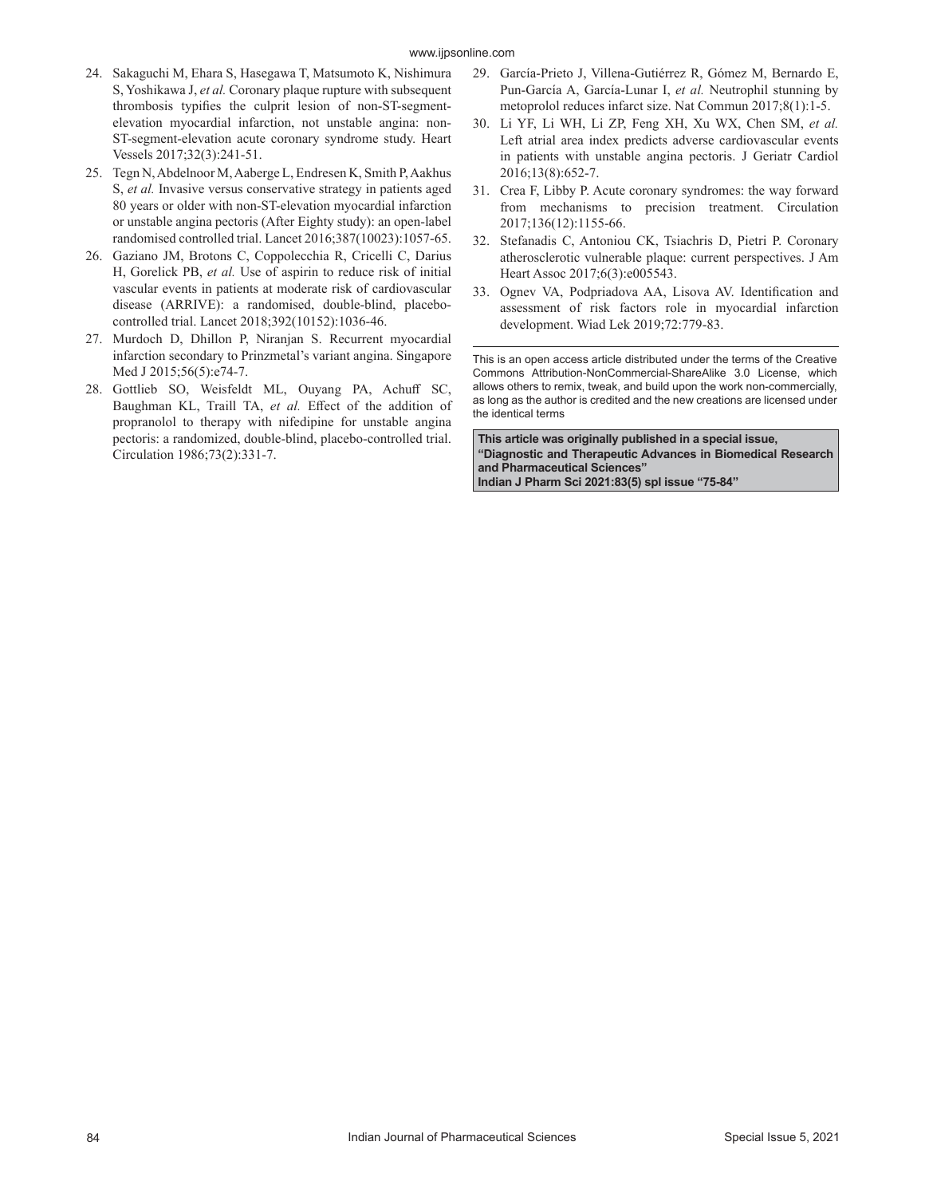24. Sakaguchi M, Ehara S, Hasegawa T, Matsumoto K, Nishimura S, Yoshikawa J, *et al.* Coronary plaque rupture with subsequent thrombosis typifies the culprit lesion of non-ST-segment-elevation myocardial infarction, not unstable angina: non-ST-segment-elevation acute coronary syndrome study. Heart Vessels 2017;32(3):241-51.
25. Tegn N, Abdelnoor M, Aaberge L, Endresen K, Smith P, Aakhus S, *et al.* Invasive versus conservative strategy in patients aged 80 years or older with non-ST-elevation myocardial infarction or unstable angina pectoris (After Eighty study): an open-label randomised controlled trial. Lancet 2016;387(10023):1057-65.
26. Gaziano JM, Brotons C, Coppolecchia R, Cricelli C, Darius H, Gorelick PB, *et al.* Use of aspirin to reduce risk of initial vascular events in patients at moderate risk of cardiovascular disease (ARRIVE): a randomised, double-blind, placebo-controlled trial. Lancet 2018;392(10152):1036-46.
27. Murdoch D, Dhillon P, Niranjan S. Recurrent myocardial infarction secondary to Prinzmetal's variant angina. Singapore Med J 2015;56(5):e74-7.
28. Gottlieb SO, Weisfeldt ML, Ouyang PA, Achuff SC, Baughman KL, Traill TA, *et al.* Effect of the addition of propranolol to therapy with nifedipine for unstable angina pectoris: a randomized, double-blind, placebo-controlled trial. Circulation 1986;73(2):331-7.
29. García-Prieto J, Villena-Gutiérrez R, Gómez M, Bernardo E, Pun-García A, García-Lunar I, *et al.* Neutrophil stunning by metoprolol reduces infarct size. Nat Commun 2017;8(1):1-5.
30. Li YF, Li WH, Li ZP, Feng XH, Xu WX, Chen SM, *et al.* Left atrial area index predicts adverse cardiovascular events in patients with unstable angina pectoris. J Geriatr Cardiol 2016;13(8):652-7.
31. Crea F, Libby P. Acute coronary syndromes: the way forward from mechanisms to precision treatment. Circulation 2017;136(12):1155-66.
32. Stefanadis C, Antoniou CK, Tsiachris D, Pietri P. Coronary atherosclerotic vulnerable plaque: current perspectives. J Am Heart Assoc 2017;6(3):e005543.
33. Ognev VA, Podpriadova AA, Lisova AV. Identification and assessment of risk factors role in myocardial infarction development. Wiad Lek 2019;72:779-83.

This is an open access article distributed under the terms of the Creative Commons Attribution-NonCommercial-ShareAlike 3.0 License, which allows others to remix, tweak, and build upon the work non-commercially, as long as the author is credited and the new creations are licensed under the identical terms

**This article was originally published in a special issue, "Diagnostic and Therapeutic Advances in Biomedical Research and Pharmaceutical Sciences"**
**Indian J Pharm Sci 2021:83(5) spl issue "75-84"**